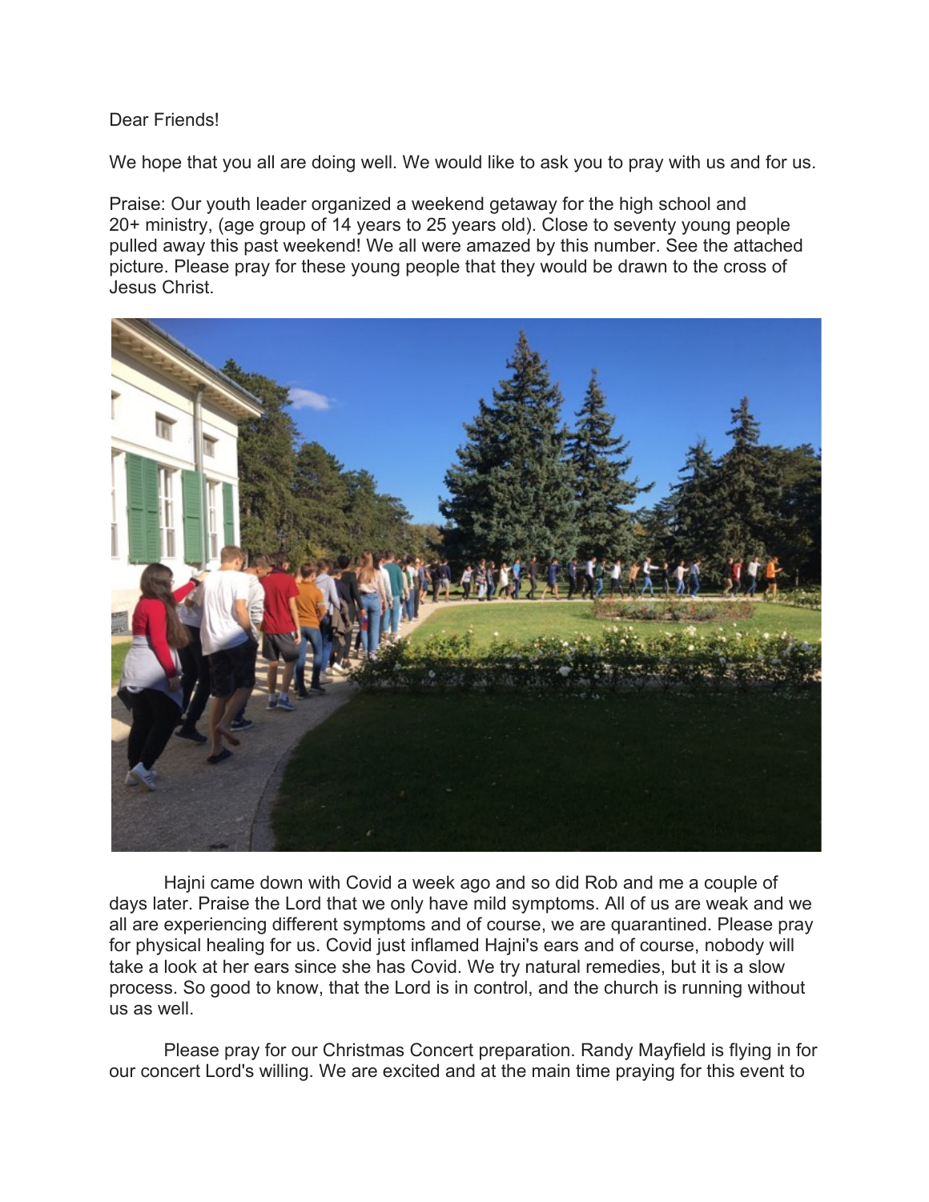Dear Friends!

We hope that you all are doing well. We would like to ask you to pray with us and for us.

Praise: Our youth leader organized a weekend getaway for the high school and 20+ ministry, (age group of 14 years to 25 years old). Close to seventy young people pulled away this past weekend! We all were amazed by this number. See the attached picture. Please pray for these young people that they would be drawn to the cross of Jesus Christ.

Hajni came down with Covid a week ago and so did Rob and me a couple of days later. Praise the Lord that we only have mild symptoms. All of us are weak and we all are experiencing different symptoms and of course, we are quarantined. Please pray for physical healing for us. Covid just inflamed Hajni's ears and of course, nobody will take a look at her ears since she has Covid. We try natural remedies, but it is a slow process. So good to know, that the Lord is in control, and the church is running without us as well.

Please pray for our Christmas Concert preparation. Randy Mayfield is flying in for our concert Lord's willing. We are excited and at the main time praying for this event to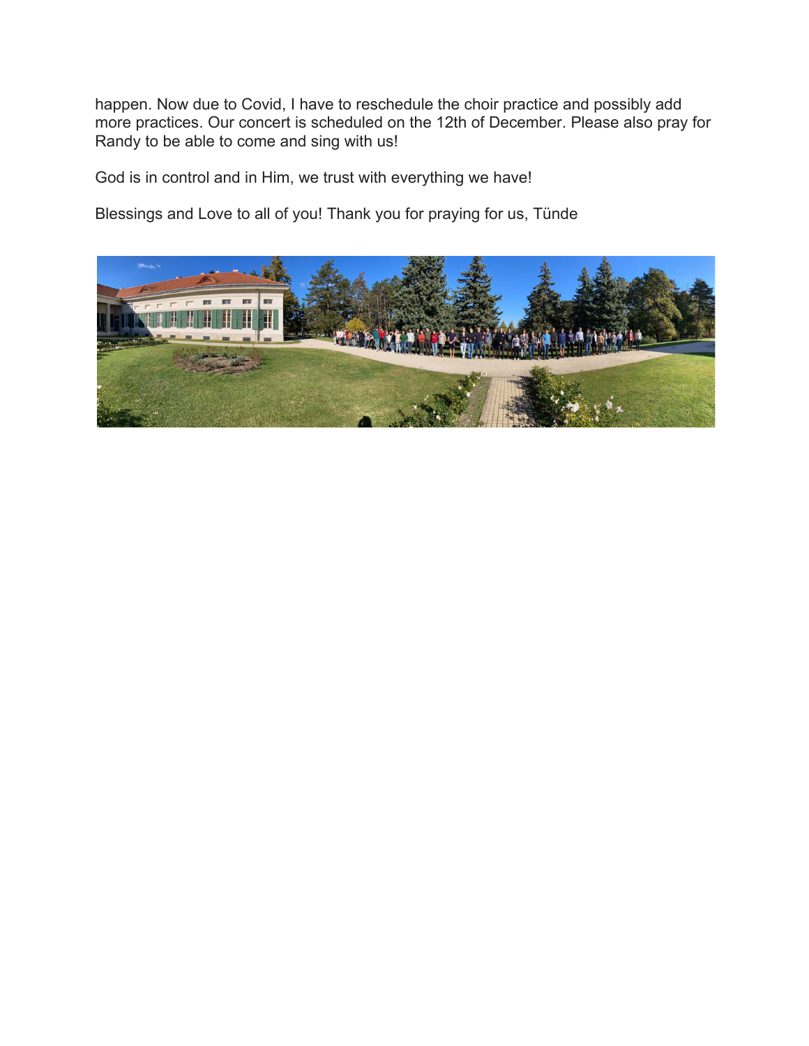happen. Now due to Covid, I have to reschedule the choir practice and possibly add more practices. Our concert is scheduled on the 12th of December. Please also pray for Randy to be able to come and sing with us!

God is in control and in Him, we trust with everything we have!

Blessings and Love to all of you! Thank you for praying for us, Tünde